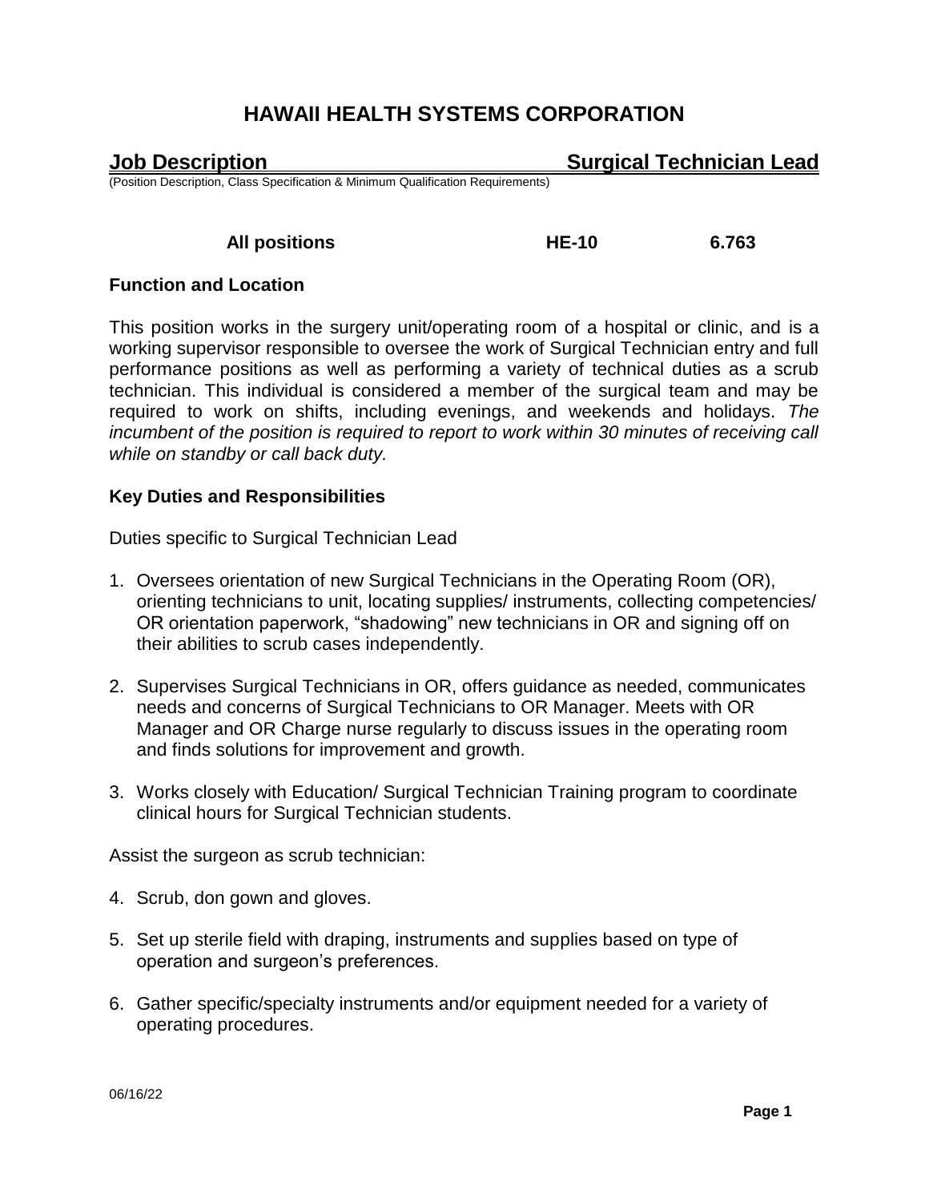# HAWAII HEALTH SYSTEMS CORPORATION

## Job Description — Surgical Technician Lead

(Position Description, Class Specification & Minimum Qualification Requirements)

| All positions | HE-10 | 6.763 |
|---|---|---|

**Function and Location**

This position works in the surgery unit/operating room of a hospital or clinic, and is a working supervisor responsible to oversee the work of Surgical Technician entry and full performance positions as well as performing a variety of technical duties as a scrub technician. This individual is considered a member of the surgical team and may be required to work on shifts, including evenings, and weekends and holidays. *The incumbent of the position is required to report to work within 30 minutes of receiving call while on standby or call back duty.*

**Key Duties and Responsibilities**

Duties specific to Surgical Technician Lead

1. Oversees orientation of new Surgical Technicians in the Operating Room (OR), orienting technicians to unit, locating supplies/ instruments, collecting competencies/ OR orientation paperwork, "shadowing" new technicians in OR and signing off on their abilities to scrub cases independently.

2. Supervises Surgical Technicians in OR, offers guidance as needed, communicates needs and concerns of Surgical Technicians to OR Manager. Meets with OR Manager and OR Charge nurse regularly to discuss issues in the operating room and finds solutions for improvement and growth.

3. Works closely with Education/ Surgical Technician Training program to coordinate clinical hours for Surgical Technician students.

Assist the surgeon as scrub technician:

4. Scrub, don gown and gloves.

5. Set up sterile field with draping, instruments and supplies based on type of operation and surgeon's preferences.

6. Gather specific/specialty instruments and/or equipment needed for a variety of operating procedures.

06/16/22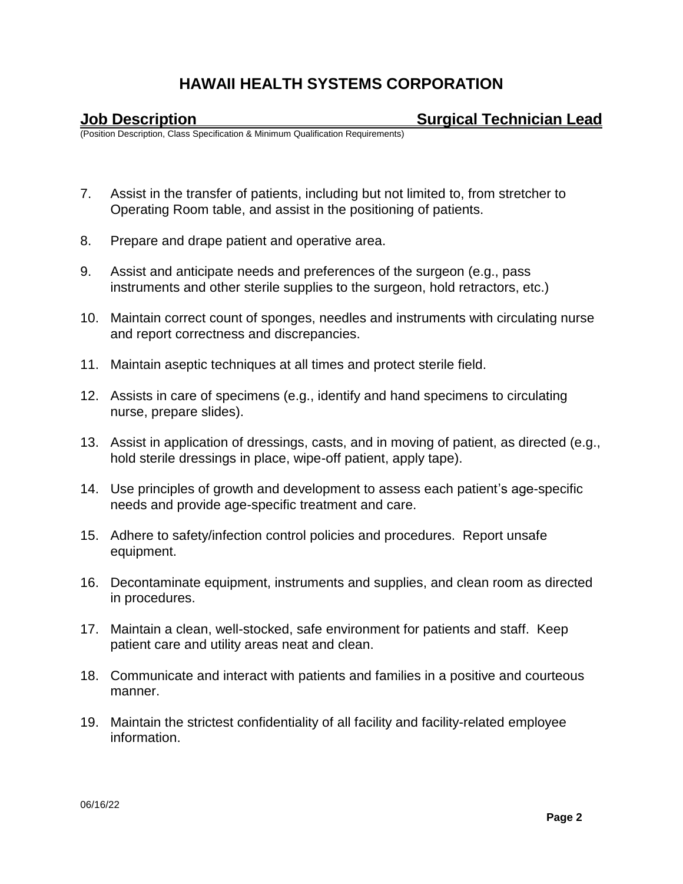7. Assist in the transfer of patients, including but not limited to, from stretcher to Operating Room table, and assist in the positioning of patients.

8. Prepare and drape patient and operative area.

9. Assist and anticipate needs and preferences of the surgeon (e.g., pass instruments and other sterile supplies to the surgeon, hold retractors, etc.)

10. Maintain correct count of sponges, needles and instruments with circulating nurse and report correctness and discrepancies.

11. Maintain aseptic techniques at all times and protect sterile field.

12. Assists in care of specimens (e.g., identify and hand specimens to circulating nurse, prepare slides).

13. Assist in application of dressings, casts, and in moving of patient, as directed (e.g., hold sterile dressings in place, wipe-off patient, apply tape).

14. Use principles of growth and development to assess each patient's age-specific needs and provide age-specific treatment and care.

15. Adhere to safety/infection control policies and procedures. Report unsafe equipment.

16. Decontaminate equipment, instruments and supplies, and clean room as directed in procedures.

17. Maintain a clean, well-stocked, safe environment for patients and staff. Keep patient care and utility areas neat and clean.

18. Communicate and interact with patients and families in a positive and courteous manner.

19. Maintain the strictest confidentiality of all facility and facility-related employee information.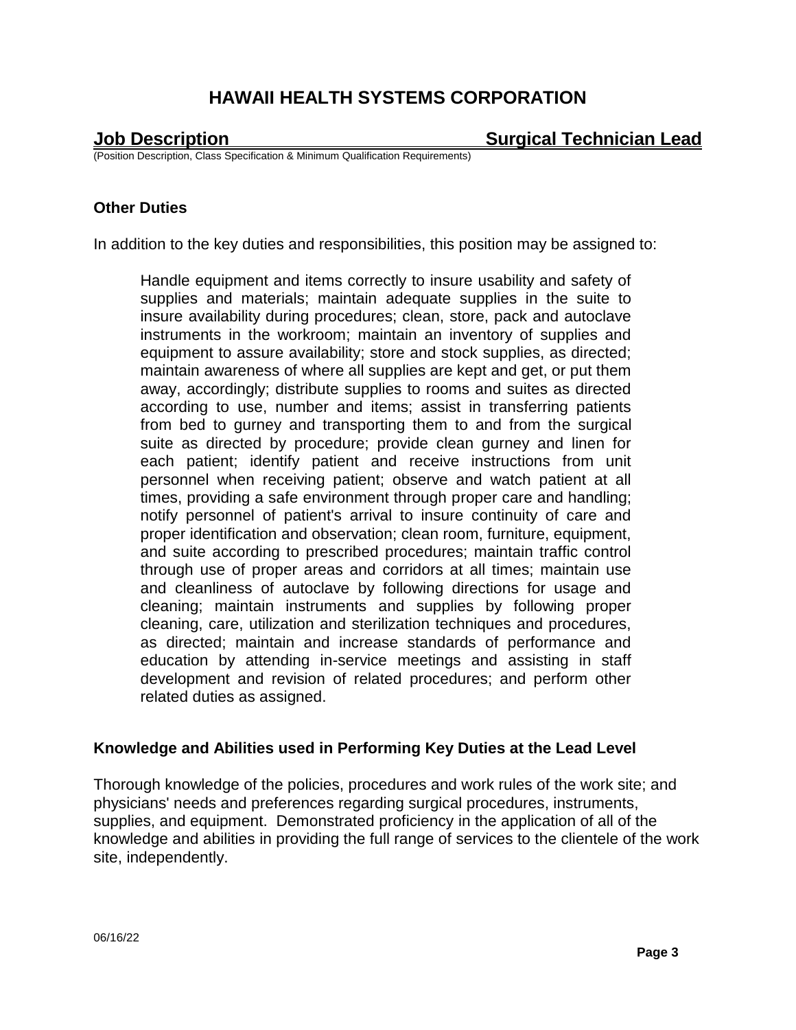### Other Duties

In addition to the key duties and responsibilities, this position may be assigned to:

> Handle equipment and items correctly to insure usability and safety of supplies and materials; maintain adequate supplies in the suite to insure availability during procedures; clean, store, pack and autoclave instruments in the workroom; maintain an inventory of supplies and equipment to assure availability; store and stock supplies, as directed; maintain awareness of where all supplies are kept and get, or put them away, accordingly; distribute supplies to rooms and suites as directed according to use, number and items; assist in transferring patients from bed to gurney and transporting them to and from the surgical suite as directed by procedure; provide clean gurney and linen for each patient; identify patient and receive instructions from unit personnel when receiving patient; observe and watch patient at all times, providing a safe environment through proper care and handling; notify personnel of patient's arrival to insure continuity of care and proper identification and observation; clean room, furniture, equipment, and suite according to prescribed procedures; maintain traffic control through use of proper areas and corridors at all times; maintain use and cleanliness of autoclave by following directions for usage and cleaning; maintain instruments and supplies by following proper cleaning, care, utilization and sterilization techniques and procedures, as directed; maintain and increase standards of performance and education by attending in-service meetings and assisting in staff development and revision of related procedures; and perform other related duties as assigned.

### Knowledge and Abilities used in Performing Key Duties at the Lead Level

Thorough knowledge of the policies, procedures and work rules of the work site; and physicians' needs and preferences regarding surgical procedures, instruments, supplies, and equipment. Demonstrated proficiency in the application of all of the knowledge and abilities in providing the full range of services to the clientele of the work site, independently.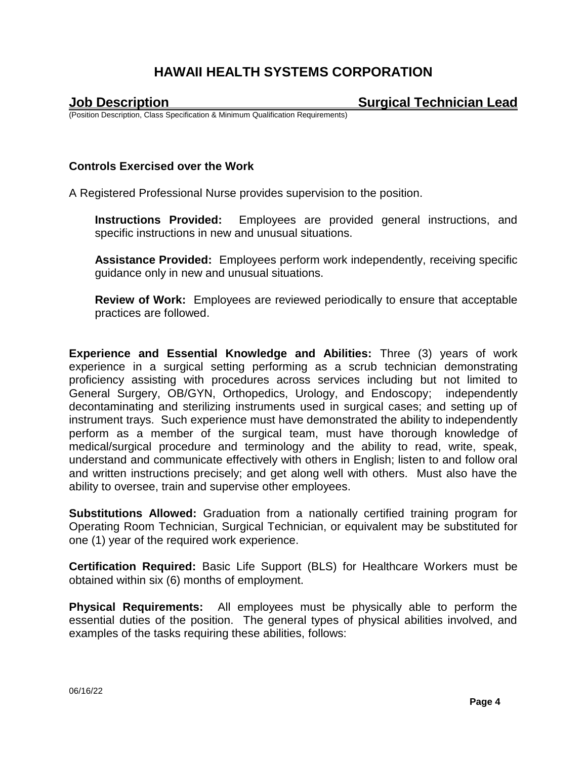# HAWAII HEALTH SYSTEMS CORPORATION

**Job Description** **Surgical Technician Lead**

(Position Description, Class Specification & Minimum Qualification Requirements)

**Controls Exercised over the Work**

A Registered Professional Nurse provides supervision to the position.

**Instructions Provided:** Employees are provided general instructions, and specific instructions in new and unusual situations.

**Assistance Provided:** Employees perform work independently, receiving specific guidance only in new and unusual situations.

**Review of Work:** Employees are reviewed periodically to ensure that acceptable practices are followed.

**Experience and Essential Knowledge and Abilities:** Three (3) years of work experience in a surgical setting performing as a scrub technician demonstrating proficiency assisting with procedures across services including but not limited to General Surgery, OB/GYN, Orthopedics, Urology, and Endoscopy; independently decontaminating and sterilizing instruments used in surgical cases; and setting up of instrument trays. Such experience must have demonstrated the ability to independently perform as a member of the surgical team, must have thorough knowledge of medical/surgical procedure and terminology and the ability to read, write, speak, understand and communicate effectively with others in English; listen to and follow oral and written instructions precisely; and get along well with others. Must also have the ability to oversee, train and supervise other employees.

**Substitutions Allowed:** Graduation from a nationally certified training program for Operating Room Technician, Surgical Technician, or equivalent may be substituted for one (1) year of the required work experience.

**Certification Required:** Basic Life Support (BLS) for Healthcare Workers must be obtained within six (6) months of employment.

**Physical Requirements:** All employees must be physically able to perform the essential duties of the position. The general types of physical abilities involved, and examples of the tasks requiring these abilities, follows:

06/16/22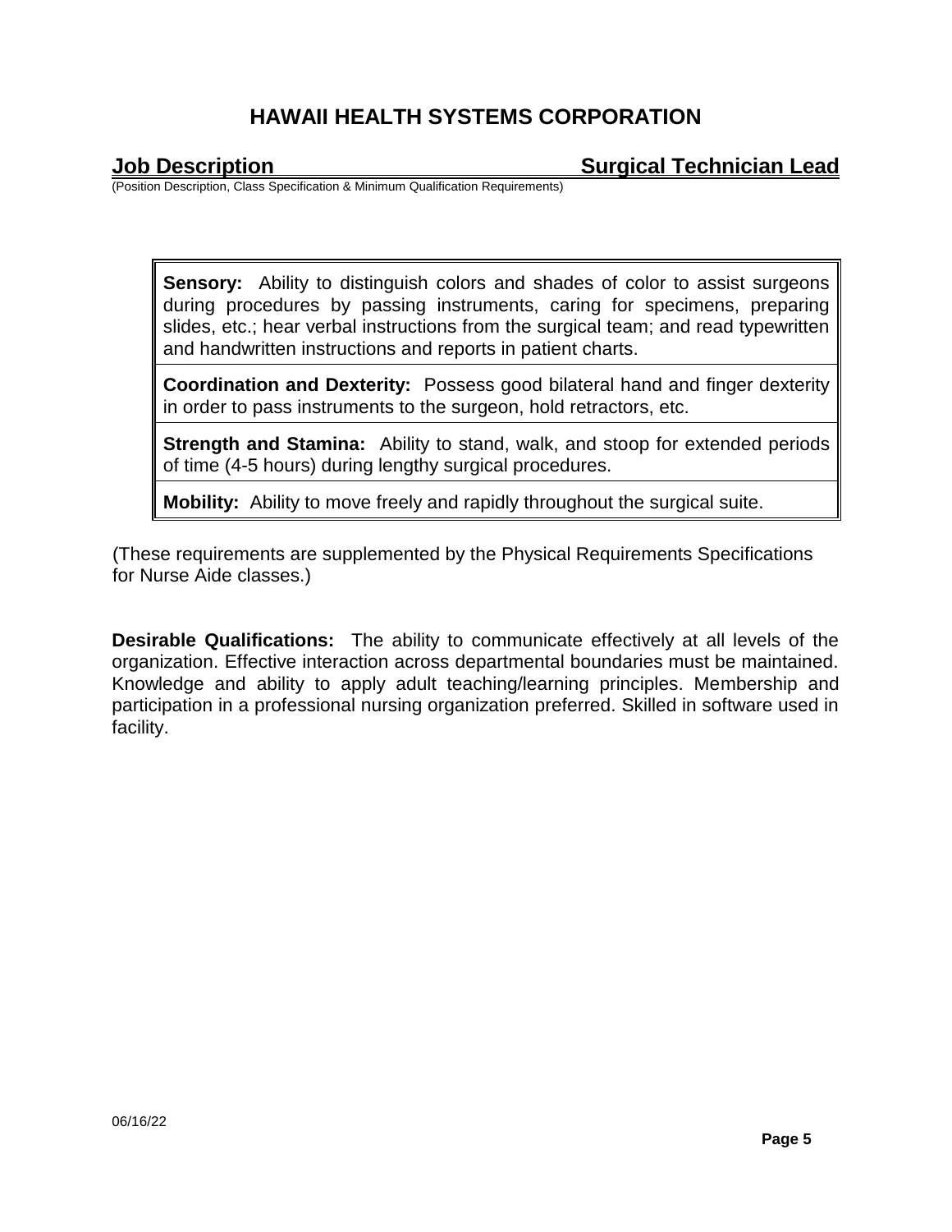The boxed content is a single-column table with no header row.

| |
|---|
| **Sensory:** Ability to distinguish colors and shades of color to assist surgeons during procedures by passing instruments, caring for specimens, preparing slides, etc.; hear verbal instructions from the surgical team; and read typewritten and handwritten instructions and reports in patient charts. |
| **Coordination and Dexterity:** Possess good bilateral hand and finger dexterity in order to pass instruments to the surgeon, hold retractors, etc. |
| **Strength and Stamina:** Ability to stand, walk, and stoop for extended periods of time (4-5 hours) during lengthy surgical procedures. |
| **Mobility:** Ability to move freely and rapidly throughout the surgical suite. |

(These requirements are supplemented by the Physical Requirements Specifications for Nurse Aide classes.)

**Desirable Qualifications:** The ability to communicate effectively at all levels of the organization. Effective interaction across departmental boundaries must be maintained. Knowledge and ability to apply adult teaching/learning principles. Membership and participation in a professional nursing organization preferred. Skilled in software used in facility.